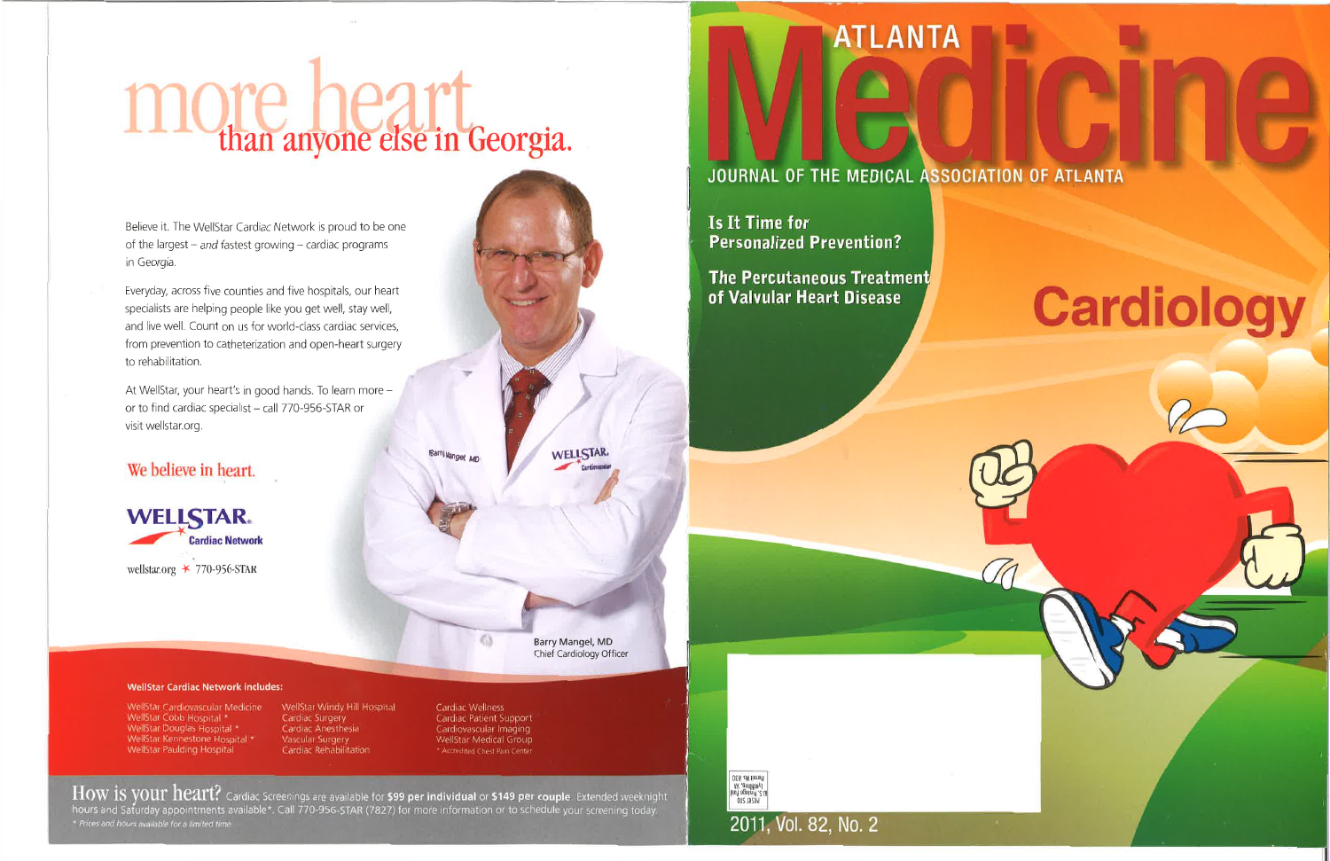# more heart than anyone else in Georgia.

Believe it. The WellStar Cardiac Network is proud to be one of the largest – *and* fastest growing – cardiac programs in Georgia.

Everyday, across five counties and five hospitals, our heart specialists are helping people like you get well, stay well, and live well. Count on us for world-class cardiac services, from prevention to catheterization and open-heart surgery to rehabilitation.

At WellStar, your heart's in good hands. To learn more – or to find cardiac specialist – call 770-956-STAR or visit wellstar.org.

We believe in heart.

**WELLSTAR** Cardiac Network

wellstar.org ✶ 770-956-STAR

Barry Mangel, MD
Chief Cardiology Officer

**WellStar Cardiac Network includes:**

- WellStar Cardiovascular Medicine
- WellStar Cobb Hospital *
- WellStar Douglas Hospital *
- WellStar Kennestone Hospital *
- WellStar Paulding Hospital
- WellStar Windy Hill Hospital
- Cardiac Surgery
- Cardiac Anesthesia
- Vascular Surgery
- Cardiac Rehabilitation
- Cardiac Wellness
- Cardiac Patient Support
- Cardiovascular Imaging
- WellStar Medical Group

* Accredited Chest Pain Center

How is your heart? Cardiac Screenings are available for **$99 per individual** or **$149 per couple**. Extended weeknight hours and Saturday appointments available*. Call 770-956-STAR (7827) for more information or to schedule your screening today.

* Prices and hours available for a limited time.

# ATLANTA Medicine

JOURNAL OF THE MEDICAL ASSOCIATION OF ATLANTA

**Is It Time for Personalized Prevention?**

**The Percutaneous Treatment of Valvular Heart Disease**

## Cardiology

2011, Vol. 82, No. 2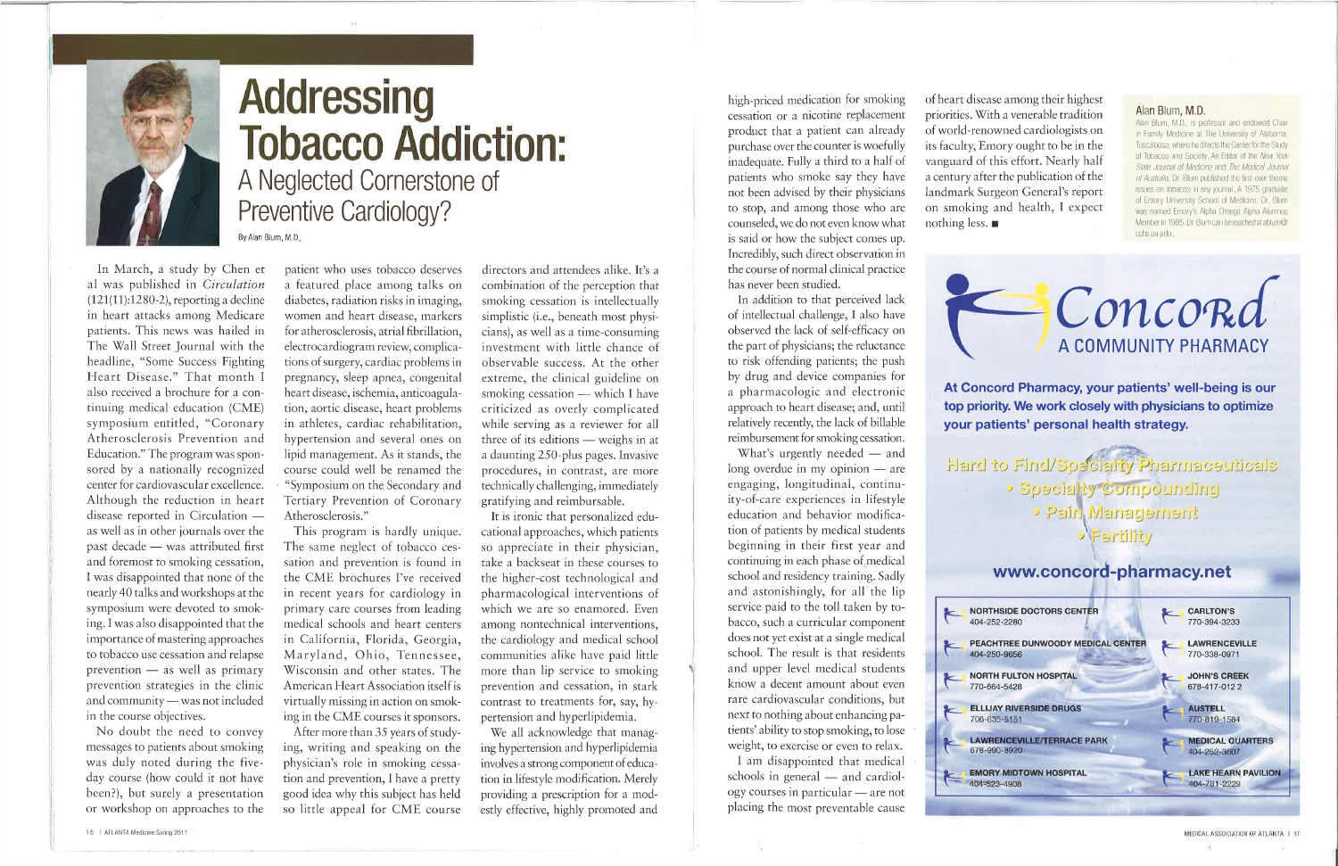# Addressing Tobacco Addiction:

## A Neglected Cornerstone of Preventive Cardiology?

By Alan Blum, M.D.

In March, a study by Chen et al was published in *Circulation* (121(11):1280-2), reporting a decline in heart attacks among Medicare patients. This news was hailed in The Wall Street Journal with the headline, "Some Success Fighting Heart Disease." That month I also received a brochure for a continuing medical education (CME) symposium entitled, "Coronary Atherosclerosis Prevention and Education." The program was sponsored by a nationally recognized center for cardiovascular excellence. Although the reduction in heart disease reported in Circulation — as well as in other journals over the past decade — was attributed first and foremost to smoking cessation, I was disappointed that none of the nearly 40 talks and workshops at the symposium were devoted to smoking. I was also disappointed that the importance of mastering approaches to tobacco use cessation and relapse prevention — as well as primary prevention strategies in the clinic and community — was not included in the course objectives.

No doubt the need to convey messages to patients about smoking was duly noted during the five-day course (how could it not have been?), but surely a presentation or workshop on approaches to the patient who uses tobacco deserves a featured place among talks on diabetes, radiation risks in imaging, women and heart disease, markers for atherosclerosis, atrial fibrillation, electrocardiogram review, complications of surgery, cardiac problems in pregnancy, sleep apnea, congenital heart disease, ischemia, anticoagulation, aortic disease, heart problems in athletes, cardiac rehabilitation, hypertension and several ones on lipid management. As it stands, the course could well be renamed the "Symposium on the Secondary and Tertiary Prevention of Coronary Atherosclerosis."

This program is hardly unique. The same neglect of tobacco cessation and prevention is found in the CME brochures I've received in recent years for cardiology in primary care courses from leading medical schools and heart centers in California, Florida, Georgia, Maryland, Ohio, Tennessee, Wisconsin and other states. The American Heart Association itself is virtually missing in action on smoking in the CME courses it sponsors.

After more than 35 years of studying, writing and speaking on the physician's role in smoking cessation and prevention, I have a pretty good idea why this subject has held so little appeal for CME course directors and attendees alike. It's a combination of the perception that smoking cessation is intellectually simplistic (i.e., beneath most physicians), as well as a time-consuming investment with little chance of observable success. At the other extreme, the clinical guideline on smoking cessation — which I have criticized as overly complicated while serving as a reviewer for all three of its editions — weighs in at a daunting 250-plus pages. Invasive procedures, in contrast, are more technically challenging, immediately gratifying and reimbursable.

It is ironic that personalized educational approaches, which patients so appreciate in their physician, take a backseat in these courses to the higher-cost technological and pharmacological interventions of which we are so enamored. Even among nontechnical interventions, the cardiology and medical school communities alike have paid little more than lip service to smoking prevention and cessation, in stark contrast to treatments for, say, hypertension and hyperlipidemia.

We all acknowledge that managing hypertension and hyperlipidemia involves a strong component of education in lifestyle modification. Merely providing a prescription for a modestly effective, highly promoted and high-priced medication for smoking cessation or a nicotine replacement product that a patient can already purchase over the counter is woefully inadequate. Fully a third to a half of patients who smoke say they have not been advised by their physicians to stop, and among those who are counseled, we do not even know what is said or how the subject comes up. Incredibly, such direct observation in the course of normal clinical practice has never been studied.

In addition to that perceived lack of intellectual challenge, I also have observed the lack of self-efficacy on the part of physicians; the reluctance to risk offending patients; the push by drug and device companies for a pharmacologic and electronic approach to heart disease; and, until relatively recently, the lack of billable reimbursement for smoking cessation.

What's urgently needed — and long overdue in my opinion — are engaging, longitudinal, continuity-of-care experiences in lifestyle education and behavior modification of patients by medical students beginning in their first year and continuing in each phase of medical school and residency training. Sadly and astonishingly, for all the lip service paid to the toll taken by tobacco, such a curricular component does not yet exist at a single medical school. The result is that residents and upper level medical students know a decent amount about even rare cardiovascular conditions, but next to nothing about enhancing patients' ability to stop smoking, to lose weight, to exercise or even to relax.

I am disappointed that medical schools in general — and cardiology courses in particular — are not placing the most preventable cause of heart disease among their highest priorities. With a venerable tradition of world-renowned cardiologists on its faculty, Emory ought to be in the vanguard of this effort. Nearly half a century after the publication of the landmark Surgeon General's report on smoking and health, I expect nothing less. ■

**Alan Blum, M.D.**

Alan Blum, M.D., is professor and endowed Chair in Family Medicine at The University of Alabama, Tuscaloosa, where he directs the Center for the Study of Tobacco and Society. As Editor of the *New York State Journal of Medicine* and *The Medical Journal of Australia*, Dr. Blum published the first-ever theme issues on tobacco in any journal. A 1975 graduate of Emory University School of Medicine, Dr. Blum was named Emory's Alpha Omega Alpha Alumnus Member in 1985. Dr. Blum can be reached at ablum@cchs.ua.edu.

---

**Concord**
A COMMUNITY PHARMACY

**At Concord Pharmacy, your patients' well-being is our top priority. We work closely with physicians to optimize your patients' personal health strategy.**

Hard to Find/Specialty Pharmaceuticals
• Specialty Compounding
• Pain Management
• Fertility

**www.concord-pharmacy.net**

| | |
|---|---|
| NORTHSIDE DOCTORS CENTER 404-252-2280 | CARLTON'S 770-394-3233 |
| PEACHTREE DUNWOODY MEDICAL CENTER 404-250-9656 | LAWRENCEVILLE 770-338-0971 |
| NORTH FULTON HOSPITAL 770-664-5428 | JOHN'S CREEK 678-417-012 2 |
| ELLIJAY RIVERSIDE DRUGS 706-635-5151 | AUSTELL 770-819-1584 |
| LAWRENCEVILLE/TERRACE PARK 678-990-8920 | MEDICAL QUARTERS 404-252-3607 |
| EMORY MIDTOWN HOSPITAL 404-523-4908 | LAKE HEARN PAVILION 404-781-2229 |